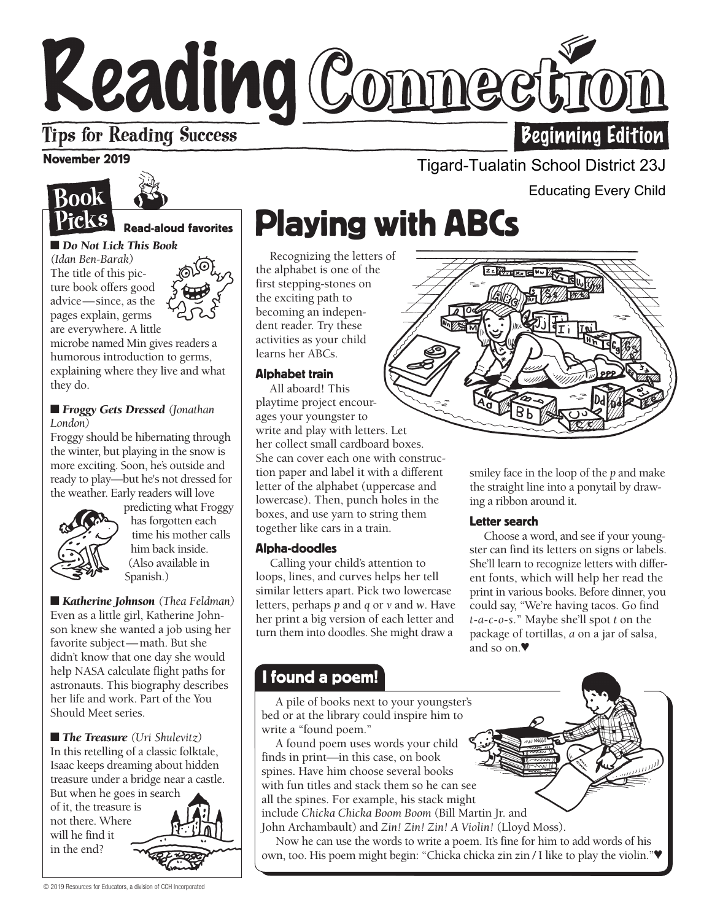# Reading Connection

Tips for Reading Success

Beginning Edition

November 2019

Tigard-Tualatin School District 23J

Educating Every Child

## Book Picks

**Read-aloud favorites**

■ ***Do Not Lick This Book*** *(Idan Ben-Barak)*
The title of this picture book offers good advice—since, as the pages explain, germs are everywhere. A little microbe named Min gives readers a humorous introduction to germs, explaining where they live and what they do.

■ ***Froggy Gets Dressed*** *(Jonathan London)*
Froggy should be hibernating through the winter, but playing in the snow is more exciting. Soon, he's outside and ready to play—but he's not dressed for the weather. Early readers will love predicting what Froggy has forgotten each time his mother calls him back inside. (Also available in Spanish.)

■ ***Katherine Johnson*** *(Thea Feldman)*
Even as a little girl, Katherine Johnson knew she wanted a job using her favorite subject—math. But she didn't know that one day she would help NASA calculate flight paths for astronauts. This biography describes her life and work. Part of the You Should Meet series.

■ ***The Treasure*** *(Uri Shulevitz)*
In this retelling of a classic folktale, Isaac keeps dreaming about hidden treasure under a bridge near a castle. But when he goes in search of it, the treasure is not there. Where will he find it in the end?

# Playing with ABCs

Recognizing the letters of the alphabet is one of the first stepping-stones on the exciting path to becoming an independent reader. Try these activities as your child learns her ABCs.

### Alphabet train

All aboard! This playtime project encourages your youngster to write and play with letters. Let her collect small cardboard boxes. She can cover each one with construction paper and label it with a different letter of the alphabet (uppercase and lowercase). Then, punch holes in the boxes, and use yarn to string them together like cars in a train.

### Alpha-doodles

Calling your child's attention to loops, lines, and curves helps her tell similar letters apart. Pick two lowercase letters, perhaps *p* and *q* or *v* and *w*. Have her print a big version of each letter and turn them into doodles. She might draw a smiley face in the loop of the *p* and make the straight line into a ponytail by drawing a ribbon around it.

### Letter search

Choose a word, and see if your youngster can find its letters on signs or labels. She'll learn to recognize letters with different fonts, which will help her read the print in various books. Before dinner, you could say, "We're having tacos. Go find *t-a-c-o-s*." Maybe she'll spot *t* on the package of tortillas, *a* on a jar of salsa, and so on.♥

## I found a poem!

A pile of books next to your youngster's bed or at the library could inspire him to write a "found poem."

A found poem uses words your child finds in print—in this case, on book spines. Have him choose several books with fun titles and stack them so he can see all the spines. For example, his stack might include *Chicka Chicka Boom Boom* (Bill Martin Jr. and John Archambault) and *Zin! Zin! Zin! A Violin!* (Lloyd Moss).

Now he can use the words to write a poem. It's fine for him to add words of his own, too. His poem might begin: "Chicka chicka zin zin / I like to play the violin."♥

© 2019 Resources for Educators, a division of CCH Incorporated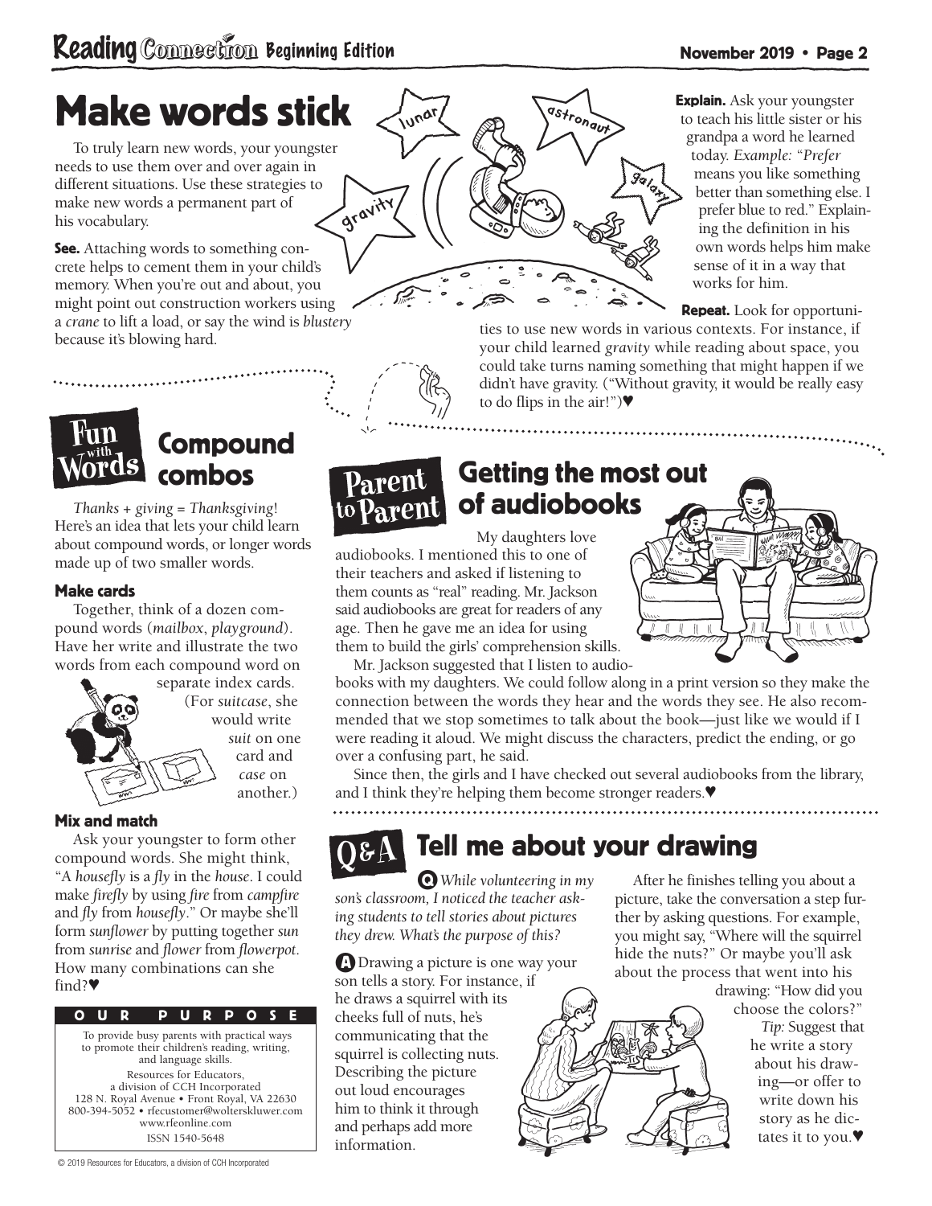# Make words stick

To truly learn new words, your youngster needs to use them over and over again in different situations. Use these strategies to make new words a permanent part of his vocabulary.

**See.** Attaching words to something concrete helps to cement them in your child's memory. When you're out and about, you might point out construction workers using a *crane* to lift a load, or say the wind is *blustery* because it's blowing hard.

**Explain.** Ask your youngster to teach his little sister or his grandpa a word he learned today. *Example: "Prefer* means you like something better than something else. I prefer blue to red." Explaining the definition in his own words helps him make sense of it in a way that works for him.

**Repeat.** Look for opportunities to use new words in various contexts. For instance, if your child learned *gravity* while reading about space, you could take turns naming something that might happen if we didn't have gravity. ("Without gravity, it would be really easy to do flips in the air!")♥

## Fun with Words: Compound combos

*Thanks + giving = Thanksgiving*! Here's an idea that lets your child learn about compound words, or longer words made up of two smaller words.

### Make cards

Together, think of a dozen compound words (*mailbox*, *playground*). Have her write and illustrate the two words from each compound word on separate index cards. (For *suitcase*, she would write *suit* on one card and *case* on another.)

### Mix and match

Ask your youngster to form other compound words. She might think, "A *housefly* is a *fly* in the *house*. I could make *firefly* by using *fire* from *campfire* and *fly* from *housefly*." Or maybe she'll form *sunflower* by putting together *sun* from *sunrise* and *flower* from *flowerpot*. How many combinations can she find?♥

## Parent to Parent: Getting the most out of audiobooks

My daughters love audiobooks. I mentioned this to one of their teachers and asked if listening to them counts as "real" reading. Mr. Jackson said audiobooks are great for readers of any age. Then he gave me an idea for using them to build the girls' comprehension skills.

Mr. Jackson suggested that I listen to audiobooks with my daughters. We could follow along in a print version so they make the connection between the words they hear and the words they see. He also recommended that we stop sometimes to talk about the book—just like we would if I were reading it aloud. We might discuss the characters, predict the ending, or go over a confusing part, he said.

Since then, the girls and I have checked out several audiobooks from the library, and I think they're helping them become stronger readers.♥

## Q&A: Tell me about your drawing

**Q** *While volunteering in my son's classroom, I noticed the teacher asking students to tell stories about pictures they drew. What's the purpose of this?*

**A** Drawing a picture is one way your son tells a story. For instance, if he draws a squirrel with its cheeks full of nuts, he's communicating that the squirrel is collecting nuts. Describing the picture out loud encourages him to think it through and perhaps add more information.

After he finishes telling you about a picture, take the conversation a step further by asking questions. For example, you might say, "Where will the squirrel hide the nuts?" Or maybe you'll ask about the process that went into his drawing: "How did you choose the colors?"

*Tip:* Suggest that he write a story about his drawing—or offer to write down his story as he dictates it to you.♥

---

**OUR PURPOSE**

To provide busy parents with practical ways to promote their children's reading, writing, and language skills.

Resources for Educators,
a division of CCH Incorporated
128 N. Royal Avenue • Front Royal, VA 22630
800-394-5052 • rfecustomer@wolterskluwer.com
www.rfeonline.com
ISSN 1540-5648

© 2019 Resources for Educators, a division of CCH Incorporated